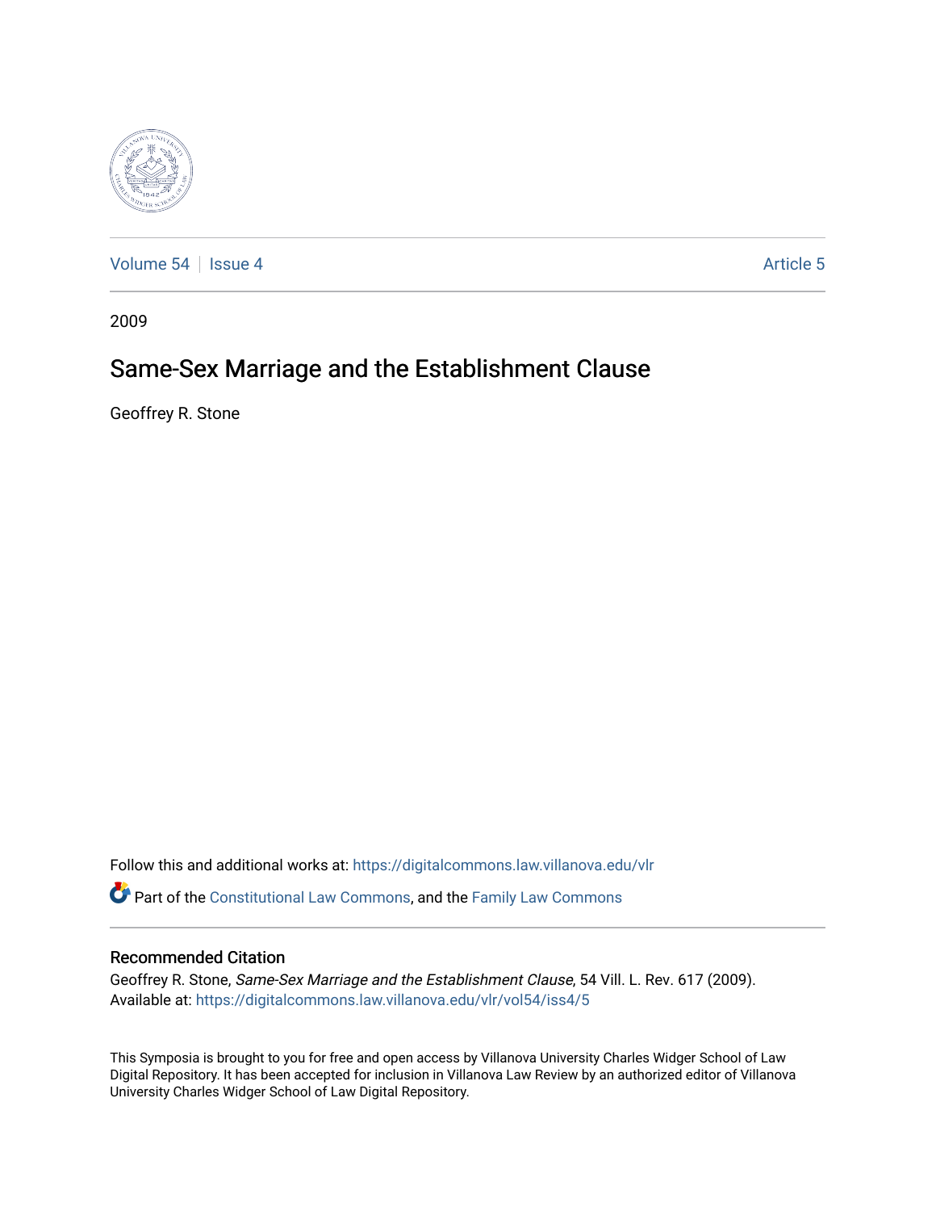Volume 54 | Issue 4 | Article 5

2009

# Same-Sex Marriage and the Establishment Clause

Geoffrey R. Stone

Follow this and additional works at: https://digitalcommons.law.villanova.edu/vlr

Part of the Constitutional Law Commons, and the Family Law Commons

## Recommended Citation

Geoffrey R. Stone, *Same-Sex Marriage and the Establishment Clause*, 54 Vill. L. Rev. 617 (2009).
Available at: https://digitalcommons.law.villanova.edu/vlr/vol54/iss4/5

This Symposia is brought to you for free and open access by Villanova University Charles Widger School of Law Digital Repository. It has been accepted for inclusion in Villanova Law Review by an authorized editor of Villanova University Charles Widger School of Law Digital Repository.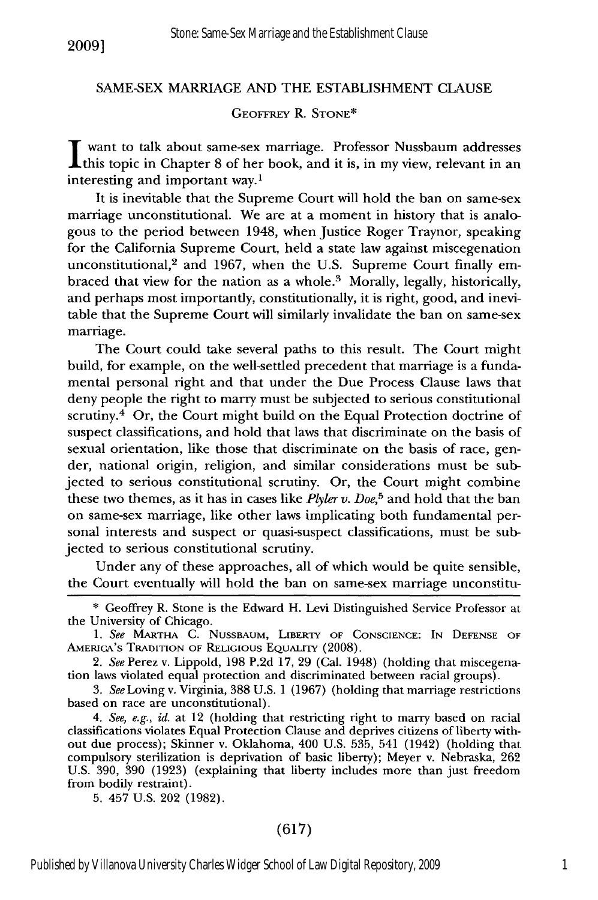# SAME-SEX MARRIAGE AND THE ESTABLISHMENT CLAUSE

GEOFFREY R. STONE*

I want to talk about same-sex marriage. Professor Nussbaum addresses this topic in Chapter 8 of her book, and it is, in my view, relevant in an interesting and important way.[1]

It is inevitable that the Supreme Court will hold the ban on same-sex marriage unconstitutional. We are at a moment in history that is analogous to the period between 1948, when Justice Roger Traynor, speaking for the California Supreme Court, held a state law against miscegenation unconstitutional,[2] and 1967, when the U.S. Supreme Court finally embraced that view for the nation as a whole.[3] Morally, legally, historically, and perhaps most importantly, constitutionally, it is right, good, and inevitable that the Supreme Court will similarly invalidate the ban on same-sex marriage.

The Court could take several paths to this result. The Court might build, for example, on the well-settled precedent that marriage is a fundamental personal right and that under the Due Process Clause laws that deny people the right to marry must be subjected to serious constitutional scrutiny.[4] Or, the Court might build on the Equal Protection doctrine of suspect classifications, and hold that laws that discriminate on the basis of sexual orientation, like those that discriminate on the basis of race, gender, national origin, religion, and similar considerations must be subjected to serious constitutional scrutiny. Or, the Court might combine these two themes, as it has in cases like *Plyler v. Doe*,[5] and hold that the ban on same-sex marriage, like other laws implicating both fundamental personal interests and suspect or quasi-suspect classifications, must be subjected to serious constitutional scrutiny.

Under any of these approaches, all of which would be quite sensible, the Court eventually will hold the ban on same-sex marriage unconstitu-

---

\* Geoffrey R. Stone is the Edward H. Levi Distinguished Service Professor at the University of Chicago.

1. *See* MARTHA C. NUSSBAUM, LIBERTY OF CONSCIENCE: IN DEFENSE OF AMERICA'S TRADITION OF RELIGIOUS EQUALITY (2008).

2. *See* Perez v. Lippold, 198 P.2d 17, 29 (Cal. 1948) (holding that miscegenation laws violated equal protection and discriminated between racial groups).

3. *See* Loving v. Virginia, 388 U.S. 1 (1967) (holding that marriage restrictions based on race are unconstitutional).

4. *See, e.g., id.* at 12 (holding that restricting right to marry based on racial classifications violates Equal Protection Clause and deprives citizens of liberty without due process); Skinner v. Oklahoma, 400 U.S. 535, 541 (1942) (holding that compulsory sterilization is deprivation of basic liberty); Meyer v. Nebraska, 262 U.S. 390, 390 (1923) (explaining that liberty includes more than just freedom from bodily restraint).

5. 457 U.S. 202 (1982).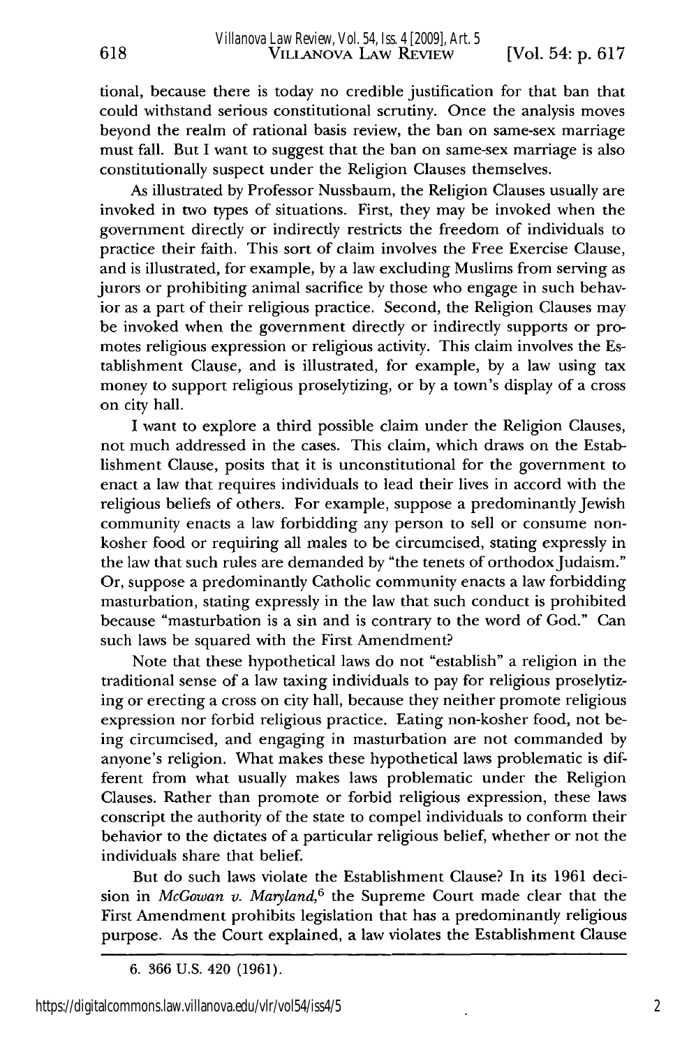tional, because there is today no credible justification for that ban that could withstand serious constitutional scrutiny. Once the analysis moves beyond the realm of rational basis review, the ban on same-sex marriage must fall. But I want to suggest that the ban on same-sex marriage is also constitutionally suspect under the Religion Clauses themselves.

As illustrated by Professor Nussbaum, the Religion Clauses usually are invoked in two types of situations. First, they may be invoked when the government directly or indirectly restricts the freedom of individuals to practice their faith. This sort of claim involves the Free Exercise Clause, and is illustrated, for example, by a law excluding Muslims from serving as jurors or prohibiting animal sacrifice by those who engage in such behavior as a part of their religious practice. Second, the Religion Clauses may be invoked when the government directly or indirectly supports or promotes religious expression or religious activity. This claim involves the Establishment Clause, and is illustrated, for example, by a law using tax money to support religious proselytizing, or by a town's display of a cross on city hall.

I want to explore a third possible claim under the Religion Clauses, not much addressed in the cases. This claim, which draws on the Establishment Clause, posits that it is unconstitutional for the government to enact a law that requires individuals to lead their lives in accord with the religious beliefs of others. For example, suppose a predominantly Jewish community enacts a law forbidding any person to sell or consume non-kosher food or requiring all males to be circumcised, stating expressly in the law that such rules are demanded by "the tenets of orthodox Judaism." Or, suppose a predominantly Catholic community enacts a law forbidding masturbation, stating expressly in the law that such conduct is prohibited because "masturbation is a sin and is contrary to the word of God." Can such laws be squared with the First Amendment?

Note that these hypothetical laws do not "establish" a religion in the traditional sense of a law taxing individuals to pay for religious proselytizing or erecting a cross on city hall, because they neither promote religious expression nor forbid religious practice. Eating non-kosher food, not being circumcised, and engaging in masturbation are not commanded by anyone's religion. What makes these hypothetical laws problematic is different from what usually makes laws problematic under the Religion Clauses. Rather than promote or forbid religious expression, these laws conscript the authority of the state to compel individuals to conform their behavior to the dictates of a particular religious belief, whether or not the individuals share that belief.

But do such laws violate the Establishment Clause? In its 1961 decision in *McGowan v. Maryland*,[6] the Supreme Court made clear that the First Amendment prohibits legislation that has a predominantly religious purpose. As the Court explained, a law violates the Establishment Clause

6. 366 U.S. 420 (1961).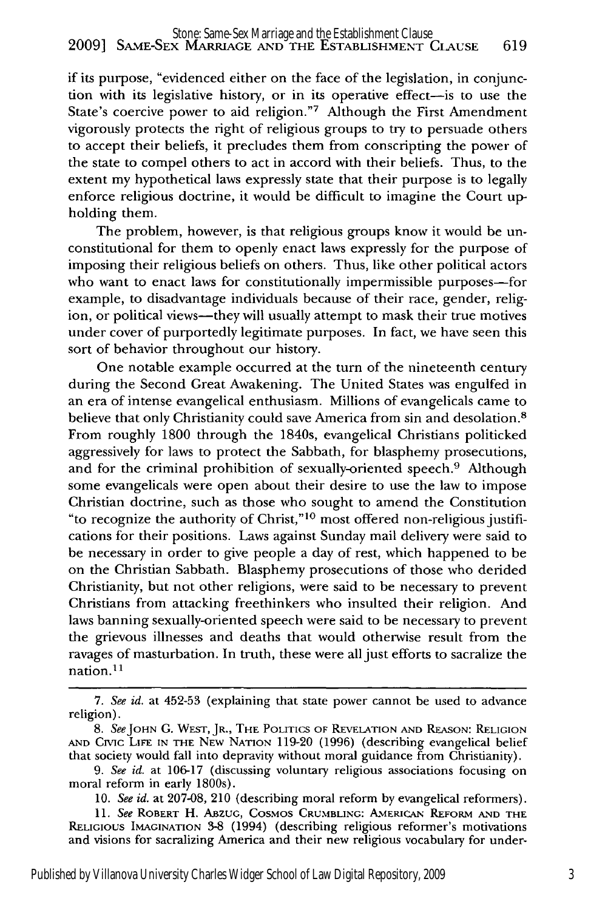if its purpose, "evidenced either on the face of the legislation, in conjunction with its legislative history, or in its operative effect—is to use the State's coercive power to aid religion."[7] Although the First Amendment vigorously protects the right of religious groups to try to persuade others to accept their beliefs, it precludes them from conscripting the power of the state to compel others to act in accord with their beliefs. Thus, to the extent my hypothetical laws expressly state that their purpose is to legally enforce religious doctrine, it would be difficult to imagine the Court upholding them.

The problem, however, is that religious groups know it would be unconstitutional for them to openly enact laws expressly for the purpose of imposing their religious beliefs on others. Thus, like other political actors who want to enact laws for constitutionally impermissible purposes—for example, to disadvantage individuals because of their race, gender, religion, or political views—they will usually attempt to mask their true motives under cover of purportedly legitimate purposes. In fact, we have seen this sort of behavior throughout our history.

One notable example occurred at the turn of the nineteenth century during the Second Great Awakening. The United States was engulfed in an era of intense evangelical enthusiasm. Millions of evangelicals came to believe that only Christianity could save America from sin and desolation.[8] From roughly 1800 through the 1840s, evangelical Christians politicked aggressively for laws to protect the Sabbath, for blasphemy prosecutions, and for the criminal prohibition of sexually-oriented speech.[9] Although some evangelicals were open about their desire to use the law to impose Christian doctrine, such as those who sought to amend the Constitution "to recognize the authority of Christ,"[10] most offered non-religious justifications for their positions. Laws against Sunday mail delivery were said to be necessary in order to give people a day of rest, which happened to be on the Christian Sabbath. Blasphemy prosecutions of those who derided Christianity, but not other religions, were said to be necessary to prevent Christians from attacking freethinkers who insulted their religion. And laws banning sexually-oriented speech were said to be necessary to prevent the grievous illnesses and deaths that would otherwise result from the ravages of masturbation. In truth, these were all just efforts to sacralize the nation.[11]

---

7. *See id.* at 452-53 (explaining that state power cannot be used to advance religion).

8. *See* John G. West, Jr., The Politics of Revelation and Reason: Religion and Civic Life in the New Nation 119-20 (1996) (describing evangelical belief that society would fall into depravity without moral guidance from Christianity).

9. *See id.* at 106-17 (discussing voluntary religious associations focusing on moral reform in early 1800s).

10. *See id.* at 207-08, 210 (describing moral reform by evangelical reformers).

11. *See* Robert H. Abzug, Cosmos Crumbling: American Reform and the Religious Imagination 3-8 (1994) (describing religious reformer's motivations and visions for sacralizing America and their new religious vocabulary for under-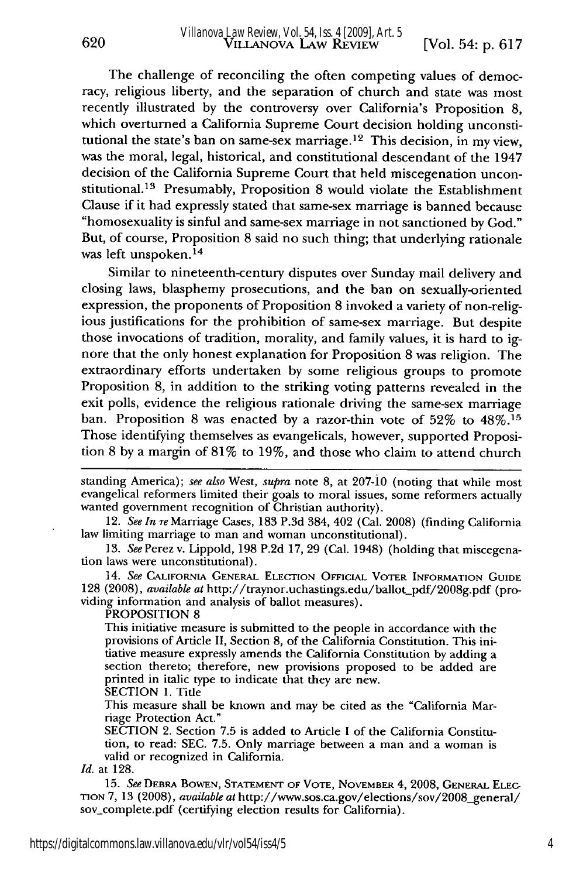The challenge of reconciling the often competing values of democracy, religious liberty, and the separation of church and state was most recently illustrated by the controversy over California's Proposition 8, which overturned a California Supreme Court decision holding unconstitutional the state's ban on same-sex marriage.[12] This decision, in my view, was the moral, legal, historical, and constitutional descendant of the 1947 decision of the California Supreme Court that held miscegenation unconstitutional.[13] Presumably, Proposition 8 would violate the Establishment Clause if it had expressly stated that same-sex marriage is banned because "homosexuality is sinful and same-sex marriage in not sanctioned by God." But, of course, Proposition 8 said no such thing; that underlying rationale was left unspoken.[14]

Similar to nineteenth-century disputes over Sunday mail delivery and closing laws, blasphemy prosecutions, and the ban on sexually-oriented expression, the proponents of Proposition 8 invoked a variety of non-religious justifications for the prohibition of same-sex marriage. But despite those invocations of tradition, morality, and family values, it is hard to ignore that the only honest explanation for Proposition 8 was religion. The extraordinary efforts undertaken by some religious groups to promote Proposition 8, in addition to the striking voting patterns revealed in the exit polls, evidence the religious rationale driving the same-sex marriage ban. Proposition 8 was enacted by a razor-thin vote of 52% to 48%.[15] Those identifying themselves as evangelicals, however, supported Proposition 8 by a margin of 81% to 19%, and those who claim to attend church

---

standing America); *see also* West, *supra* note 8, at 207-10 (noting that while most evangelical reformers limited their goals to moral issues, some reformers actually wanted government recognition of Christian authority).

12. *See In re* Marriage Cases, 183 P.3d 384, 402 (Cal. 2008) (finding California law limiting marriage to man and woman unconstitutional).

13. *See* Perez v. Lippold, 198 P.2d 17, 29 (Cal. 1948) (holding that miscegenation laws were unconstitutional).

14. *See* CALIFORNIA GENERAL ELECTION OFFICIAL VOTER INFORMATION GUIDE 128 (2008), *available at* http://traynor.uchastings.edu/ballot_pdf/2008g.pdf (providing information and analysis of ballot measures).

> PROPOSITION 8
>
> This initiative measure is submitted to the people in accordance with the provisions of Article II, Section 8, of the California Constitution. This initiative measure expressly amends the California Constitution by adding a section thereto; therefore, new provisions proposed to be added are printed in italic type to indicate that they are new.
>
> SECTION 1. Title
>
> This measure shall be known and may be cited as the "California Marriage Protection Act."
>
> SECTION 2. Section 7.5 is added to Article I of the California Constitution, to read: SEC. 7.5. Only marriage between a man and a woman is valid or recognized in California.

*Id.* at 128.

15. *See* DEBRA BOWEN, STATEMENT OF VOTE, NOVEMBER 4, 2008, GENERAL ELECTION 7, 13 (2008), *available at* http://www.sos.ca.gov/elections/sov/2008_general/sov_complete.pdf (certifying election results for California).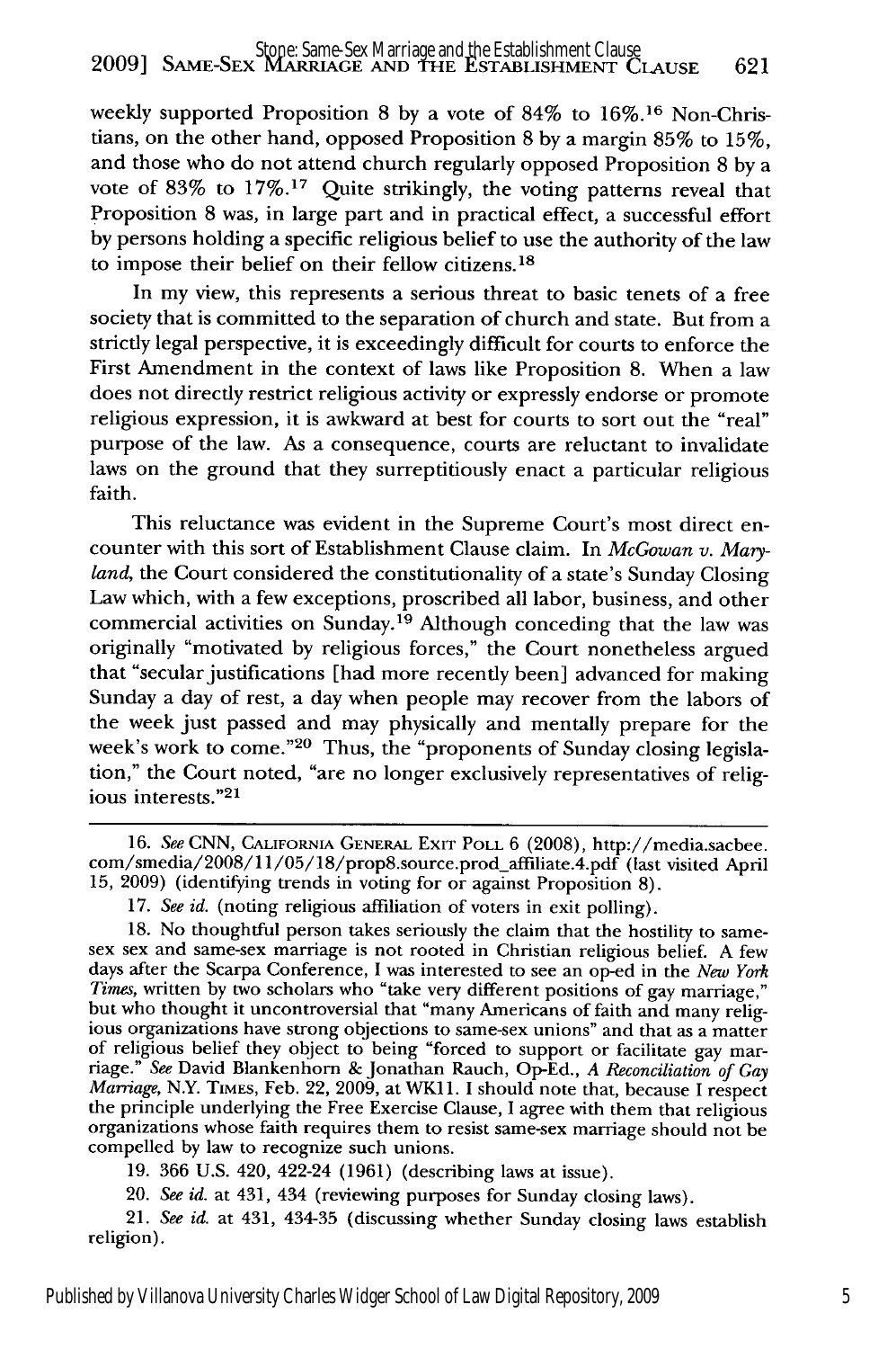weekly supported Proposition 8 by a vote of 84% to 16%.[16] Non-Christians, on the other hand, opposed Proposition 8 by a margin 85% to 15%, and those who do not attend church regularly opposed Proposition 8 by a vote of 83% to 17%.[17] Quite strikingly, the voting patterns reveal that Proposition 8 was, in large part and in practical effect, a successful effort by persons holding a specific religious belief to use the authority of the law to impose their belief on their fellow citizens.[18]

In my view, this represents a serious threat to basic tenets of a free society that is committed to the separation of church and state. But from a strictly legal perspective, it is exceedingly difficult for courts to enforce the First Amendment in the context of laws like Proposition 8. When a law does not directly restrict religious activity or expressly endorse or promote religious expression, it is awkward at best for courts to sort out the "real" purpose of the law. As a consequence, courts are reluctant to invalidate laws on the ground that they surreptitiously enact a particular religious faith.

This reluctance was evident in the Supreme Court's most direct encounter with this sort of Establishment Clause claim. In *McGowan v. Maryland*, the Court considered the constitutionality of a state's Sunday Closing Law which, with a few exceptions, proscribed all labor, business, and other commercial activities on Sunday.[19] Although conceding that the law was originally "motivated by religious forces," the Court nonetheless argued that "secular justifications [had more recently been] advanced for making Sunday a day of rest, a day when people may recover from the labors of the week just passed and may physically and mentally prepare for the week's work to come."[20] Thus, the "proponents of Sunday closing legislation," the Court noted, "are no longer exclusively representatives of religious interests."[21]

---

16. *See* CNN, CALIFORNIA GENERAL EXIT POLL 6 (2008), http://media.sacbee.com/smedia/2008/11/05/18/prop8.source.prod_affiliate.4.pdf (last visited April 15, 2009) (identifying trends in voting for or against Proposition 8).

17. *See id.* (noting religious affiliation of voters in exit polling).

18. No thoughtful person takes seriously the claim that the hostility to same-sex sex and same-sex marriage is not rooted in Christian religious belief. A few days after the Scarpa Conference, I was interested to see an op-ed in the *New York Times*, written by two scholars who "take very different positions of gay marriage," but who thought it uncontroversial that "many Americans of faith and many religious organizations have strong objections to same-sex unions" and that as a matter of religious belief they object to being "forced to support or facilitate gay marriage." *See* David Blankenhorn & Jonathan Rauch, Op-Ed., *A Reconciliation of Gay Marriage*, N.Y. TIMES, Feb. 22, 2009, at WK11. I should note that, because I respect the principle underlying the Free Exercise Clause, I agree with them that religious organizations whose faith requires them to resist same-sex marriage should not be compelled by law to recognize such unions.

19. 366 U.S. 420, 422-24 (1961) (describing laws at issue).

20. *See id.* at 431, 434 (reviewing purposes for Sunday closing laws).

21. *See id.* at 431, 434-35 (discussing whether Sunday closing laws establish religion).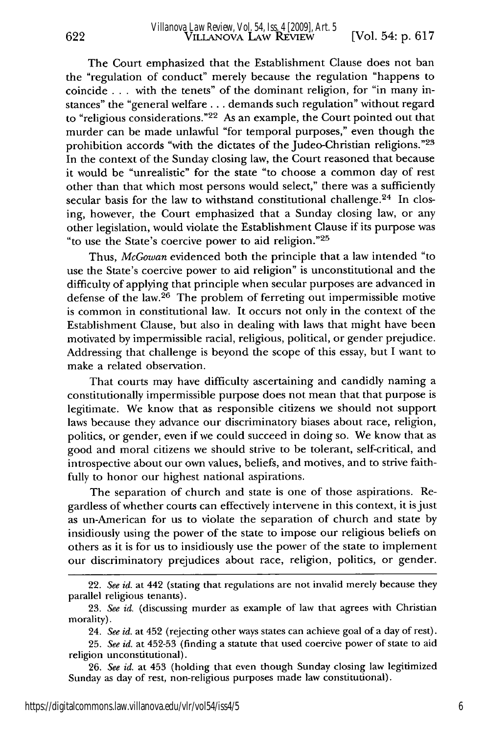The Court emphasized that the Establishment Clause does not ban the "regulation of conduct" merely because the regulation "happens to coincide . . . with the tenets" of the dominant religion, for "in many instances" the "general welfare . . . demands such regulation" without regard to "religious considerations."[22] As an example, the Court pointed out that murder can be made unlawful "for temporal purposes," even though the prohibition accords "with the dictates of the Judeo-Christian religions."[23] In the context of the Sunday closing law, the Court reasoned that because it would be "unrealistic" for the state "to choose a common day of rest other than that which most persons would select," there was a sufficiently secular basis for the law to withstand constitutional challenge.[24] In closing, however, the Court emphasized that a Sunday closing law, or any other legislation, would violate the Establishment Clause if its purpose was "to use the State's coercive power to aid religion."[25]

Thus, *McGowan* evidenced both the principle that a law intended "to use the State's coercive power to aid religion" is unconstitutional and the difficulty of applying that principle when secular purposes are advanced in defense of the law.[26] The problem of ferreting out impermissible motive is common in constitutional law. It occurs not only in the context of the Establishment Clause, but also in dealing with laws that might have been motivated by impermissible racial, religious, political, or gender prejudice. Addressing that challenge is beyond the scope of this essay, but I want to make a related observation.

That courts may have difficulty ascertaining and candidly naming a constitutionally impermissible purpose does not mean that that purpose is legitimate. We know that as responsible citizens we should not support laws because they advance our discriminatory biases about race, religion, politics, or gender, even if we could succeed in doing so. We know that as good and moral citizens we should strive to be tolerant, self-critical, and introspective about our own values, beliefs, and motives, and to strive faithfully to honor our highest national aspirations.

The separation of church and state is one of those aspirations. Regardless of whether courts can effectively intervene in this context, it is just as un-American for us to violate the separation of church and state by insidiously using the power of the state to impose our religious beliefs on others as it is for us to insidiously use the power of the state to implement our discriminatory prejudices about race, religion, politics, or gender.

---

22. *See id.* at 442 (stating that regulations are not invalid merely because they parallel religious tenants).

23. *See id.* (discussing murder as example of law that agrees with Christian morality).

24. *See id.* at 452 (rejecting other ways states can achieve goal of a day of rest).

25. *See id.* at 452-53 (finding a statute that used coercive power of state to aid religion unconstitutional).

26. *See id.* at 453 (holding that even though Sunday closing law legitimized Sunday as day of rest, non-religious purposes made law constitutional).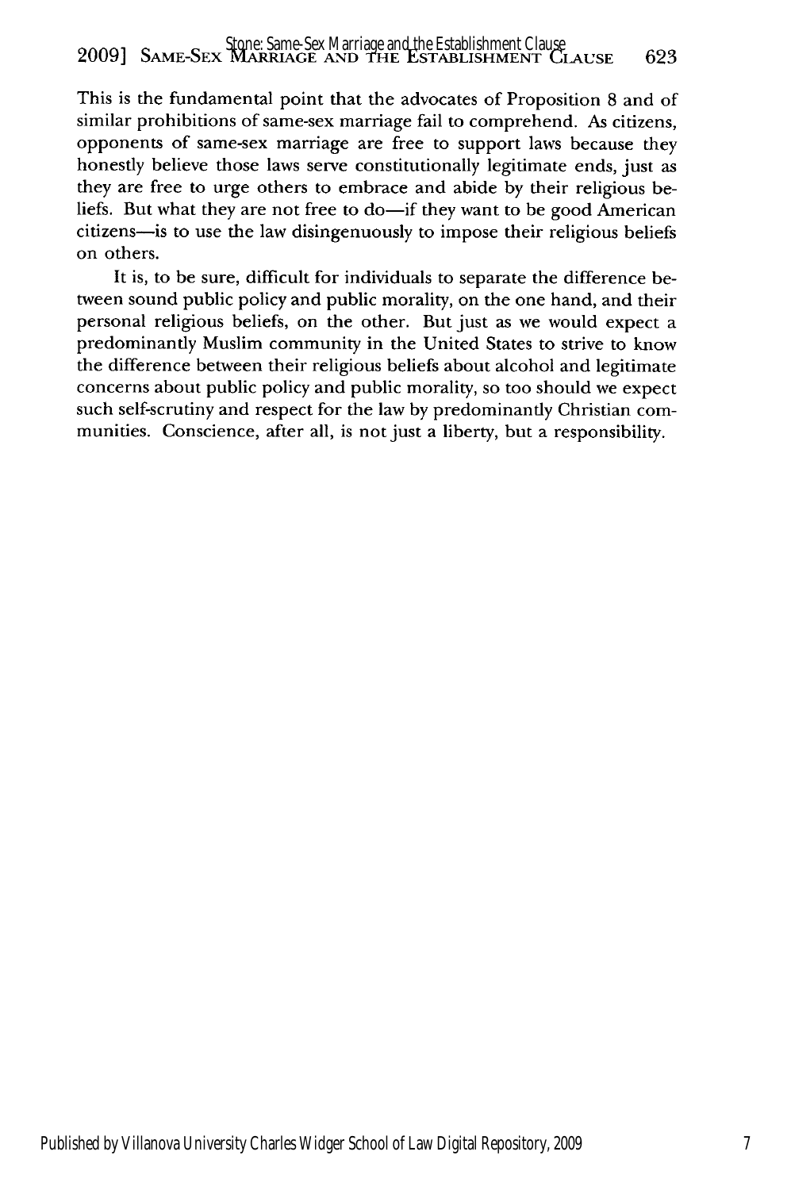This is the fundamental point that the advocates of Proposition 8 and of similar prohibitions of same-sex marriage fail to comprehend. As citizens, opponents of same-sex marriage are free to support laws because they honestly believe those laws serve constitutionally legitimate ends, just as they are free to urge others to embrace and abide by their religious beliefs. But what they are not free to do—if they want to be good American citizens—is to use the law disingenuously to impose their religious beliefs on others.

It is, to be sure, difficult for individuals to separate the difference between sound public policy and public morality, on the one hand, and their personal religious beliefs, on the other. But just as we would expect a predominantly Muslim community in the United States to strive to know the difference between their religious beliefs about alcohol and legitimate concerns about public policy and public morality, so too should we expect such self-scrutiny and respect for the law by predominantly Christian communities. Conscience, after all, is not just a liberty, but a responsibility.